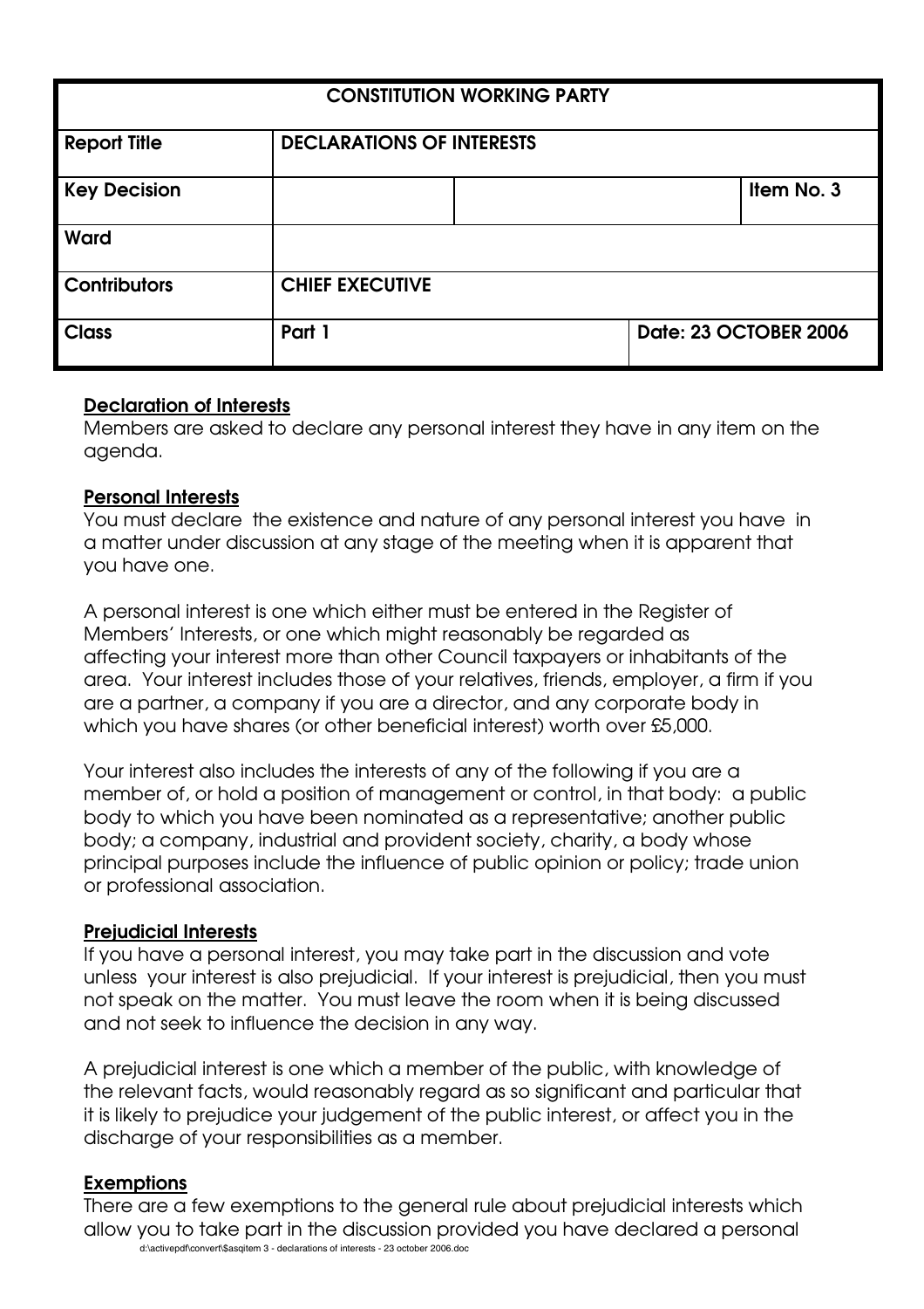| CONSTITUTION WORKING PARTY | | | |
|---|---|---|---|
| **Report Title** | **DECLARATIONS OF INTERESTS** | | |
| **Key Decision** | | | **Item No. 3** |
| **Ward** | | | |
| **Contributors** | **CHIEF EXECUTIVE** | | |
| **Class** | **Part 1** | | **Date: 23 OCTOBER 2006** |

## Declaration of Interests

Members are asked to declare any personal interest they have in any item on the agenda.

## Personal Interests

You must declare the existence and nature of any personal interest you have in a matter under discussion at any stage of the meeting when it is apparent that you have one.

A personal interest is one which either must be entered in the Register of Members' Interests, or one which might reasonably be regarded as affecting your interest more than other Council taxpayers or inhabitants of the area. Your interest includes those of your relatives, friends, employer, a firm if you are a partner, a company if you are a director, and any corporate body in which you have shares (or other beneficial interest) worth over £5,000.

Your interest also includes the interests of any of the following if you are a member of, or hold a position of management or control, in that body: a public body to which you have been nominated as a representative; another public body; a company, industrial and provident society, charity, a body whose principal purposes include the influence of public opinion or policy; trade union or professional association.

## Prejudicial Interests

If you have a personal interest, you may take part in the discussion and vote unless your interest is also prejudicial. If your interest is prejudicial, then you must not speak on the matter. You must leave the room when it is being discussed and not seek to influence the decision in any way.

A prejudicial interest is one which a member of the public, with knowledge of the relevant facts, would reasonably regard as so significant and particular that it is likely to prejudice your judgement of the public interest, or affect you in the discharge of your responsibilities as a member.

## Exemptions

There are a few exemptions to the general rule about prejudicial interests which allow you to take part in the discussion provided you have declared a personal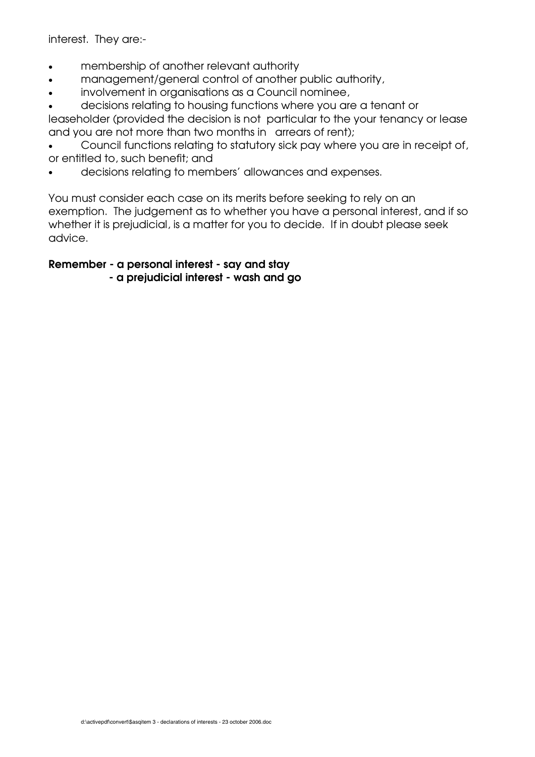interest. They are:-

- membership of another relevant authority
- management/general control of another public authority,
- involvement in organisations as a Council nominee,
- decisions relating to housing functions where you are a tenant or leaseholder (provided the decision is not particular to the your tenancy or lease and you are not more than two months in arrears of rent);
- Council functions relating to statutory sick pay where you are in receipt of, or entitled to, such benefit; and
- decisions relating to members' allowances and expenses.

You must consider each case on its merits before seeking to rely on an exemption. The judgement as to whether you have a personal interest, and if so whether it is prejudicial, is a matter for you to decide. If in doubt please seek advice.

**Remember - a personal interest - say and stay**
**- a prejudicial interest - wash and go**